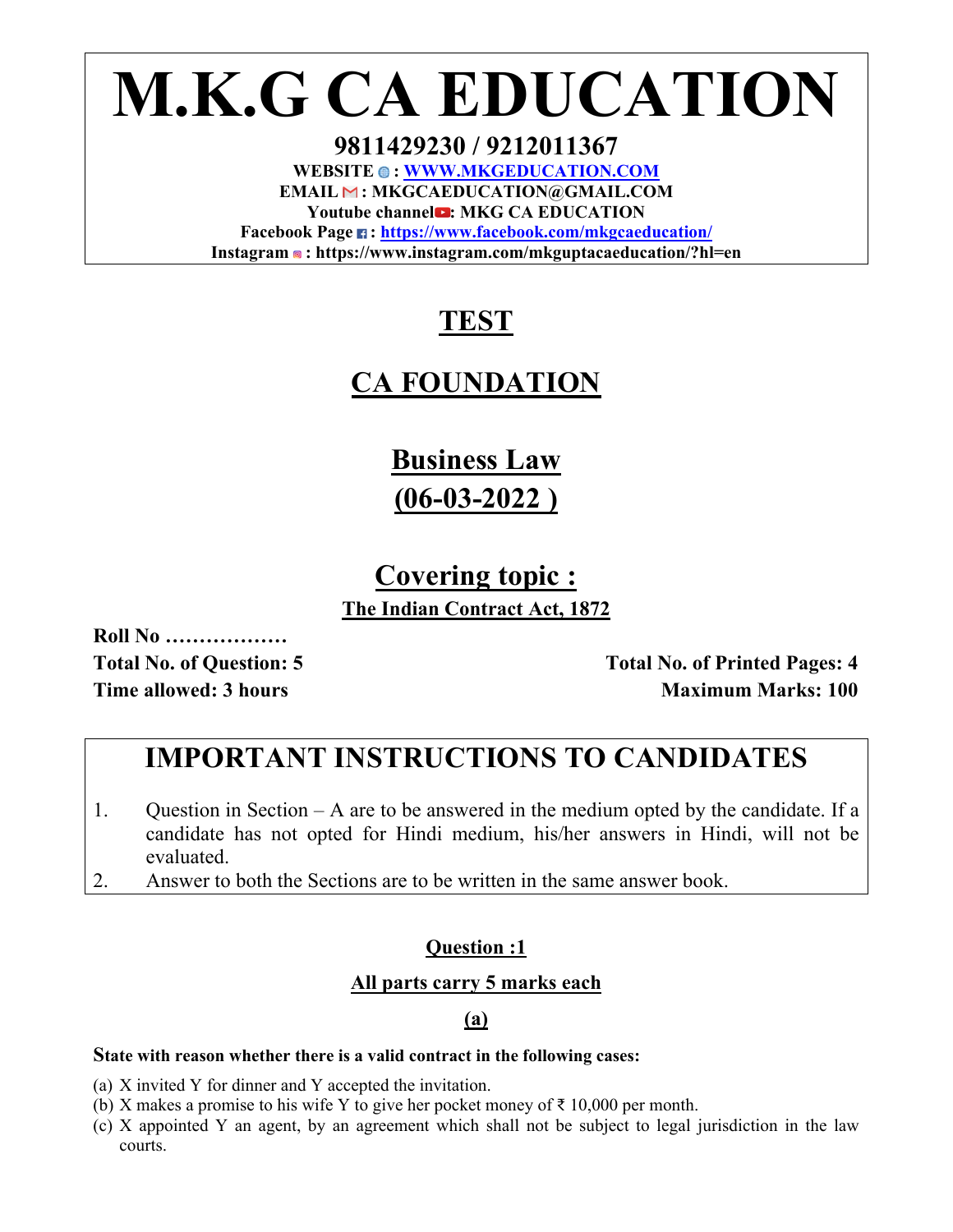# M.K.G CA EDUCATION

**9811429230 / 9212011367**

**WEBSITE : WWW.MKGEDUCATION.COM**

**EMAIL : MKGCAEDUCATION@GMAIL.COM**

**Youtube channel: MKG CA EDUCATION**

**Facebook Page : https://www.facebook.com/mkgcaeducation/**

**Instagram : https://www.instagram.com/mkguptacaeducation/?hl=en**

## TEST

## CA FOUNDATION

## Business Law

## (06-03-2022 )

## Covering topic :

**The Indian Contract Act, 1872**

**Roll No ………………**

**Total No. of Question: 5** | **Total No. of Printed Pages: 4**

**Time allowed: 3 hours** | **Maximum Marks: 100**

## IMPORTANT INSTRUCTIONS TO CANDIDATES

1. Question in Section – A are to be answered in the medium opted by the candidate. If a candidate has not opted for Hindi medium, his/her answers in Hindi, will not be evaluated.
2. Answer to both the Sections are to be written in the same answer book.

### Question :1

**All parts carry 5 marks each**

**(a)**

**State with reason whether there is a valid contract in the following cases:**

(a) X invited Y for dinner and Y accepted the invitation.
(b) X makes a promise to his wife Y to give her pocket money of ₹ 10,000 per month.
(c) X appointed Y an agent, by an agreement which shall not be subject to legal jurisdiction in the law courts.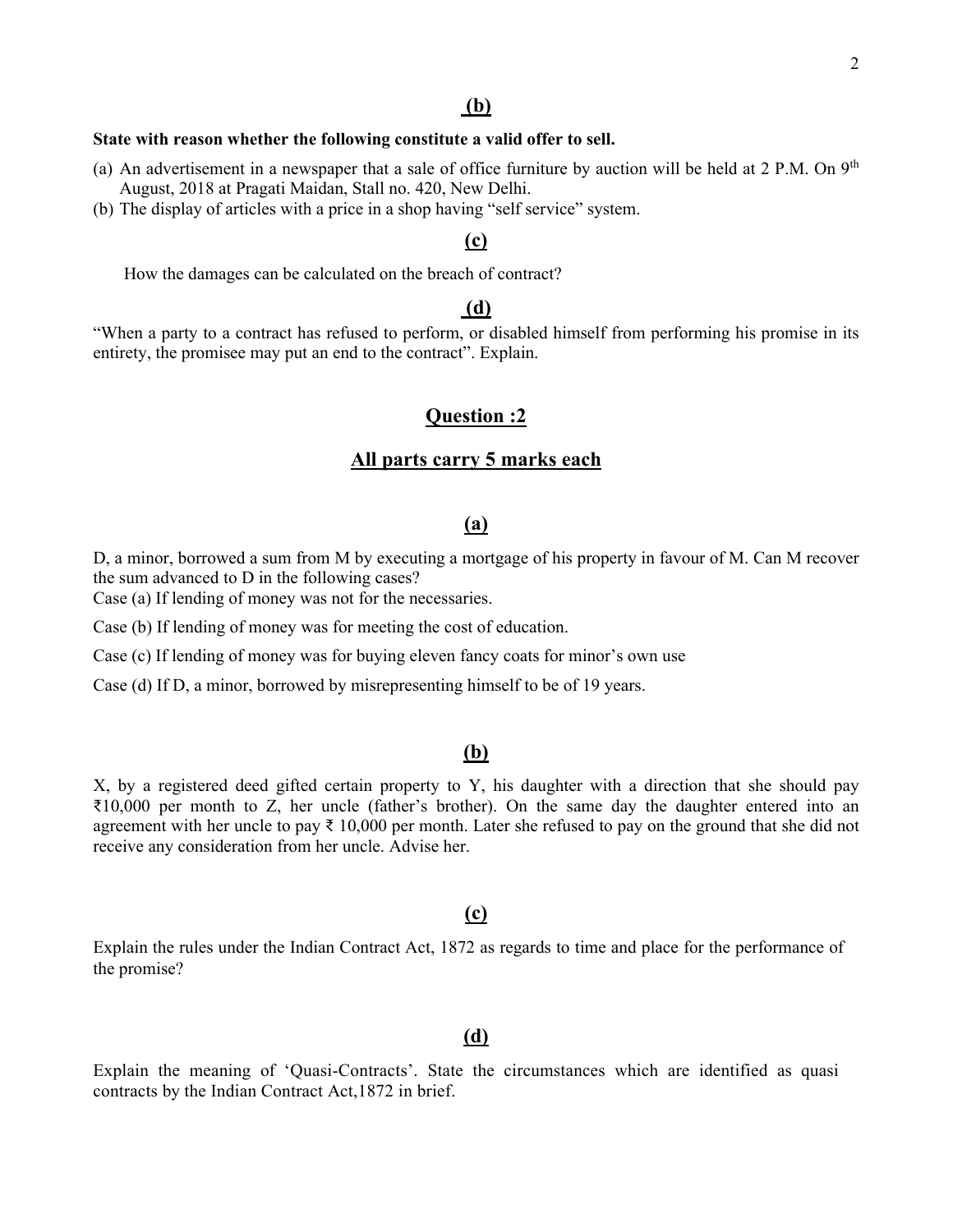**(b)**

**State with reason whether the following constitute a valid offer to sell.**

(a) An advertisement in a newspaper that a sale of office furniture by auction will be held at 2 P.M. On 9th August, 2018 at Pragati Maidan, Stall no. 420, New Delhi.

(b) The display of articles with a price in a shop having "self service" system.

**(c)**

How the damages can be calculated on the breach of contract?

**(d)**

"When a party to a contract has refused to perform, or disabled himself from performing his promise in its entirety, the promisee may put an end to the contract". Explain.

## Question :2

### All parts carry 5 marks each

**(a)**

D, a minor, borrowed a sum from M by executing a mortgage of his property in favour of M. Can M recover the sum advanced to D in the following cases?

Case (a) If lending of money was not for the necessaries.

Case (b) If lending of money was for meeting the cost of education.

Case (c) If lending of money was for buying eleven fancy coats for minor's own use

Case (d) If D, a minor, borrowed by misrepresenting himself to be of 19 years.

**(b)**

X, by a registered deed gifted certain property to Y, his daughter with a direction that she should pay ₹10,000 per month to Z, her uncle (father's brother). On the same day the daughter entered into an agreement with her uncle to pay ₹ 10,000 per month. Later she refused to pay on the ground that she did not receive any consideration from her uncle. Advise her.

**(c)**

Explain the rules under the Indian Contract Act, 1872 as regards to time and place for the performance of the promise?

**(d)**

Explain the meaning of 'Quasi-Contracts'. State the circumstances which are identified as quasi contracts by the Indian Contract Act,1872 in brief.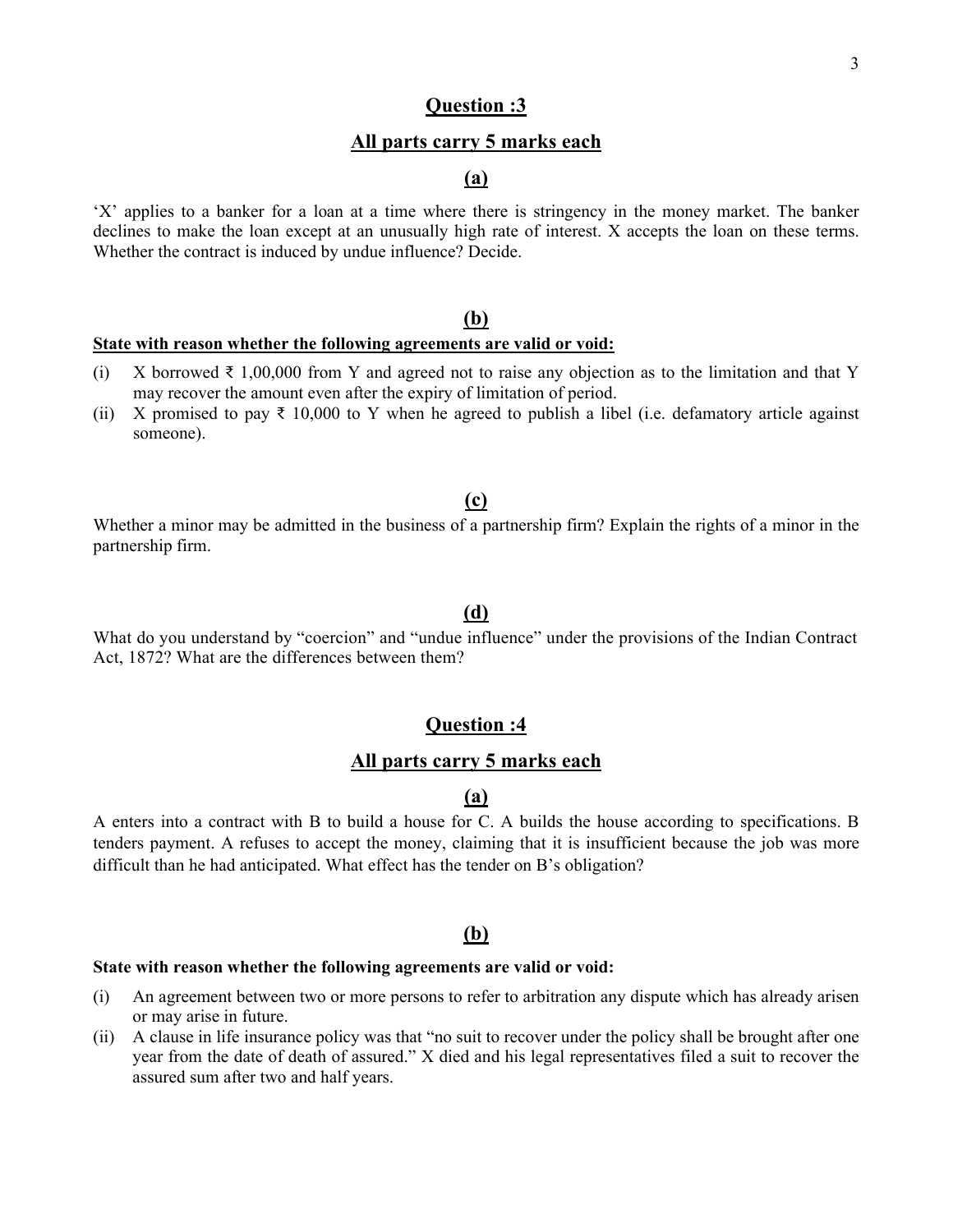## Question :3

### All parts carry 5 marks each

### (a)

'X' applies to a banker for a loan at a time where there is stringency in the money market. The banker declines to make the loan except at an unusually high rate of interest. X accepts the loan on these terms. Whether the contract is induced by undue influence? Decide.

### (b)

**State with reason whether the following agreements are valid or void:**

(i) X borrowed ₹ 1,00,000 from Y and agreed not to raise any objection as to the limitation and that Y may recover the amount even after the expiry of limitation of period.

(ii) X promised to pay ₹ 10,000 to Y when he agreed to publish a libel (i.e. defamatory article against someone).

### (c)

Whether a minor may be admitted in the business of a partnership firm? Explain the rights of a minor in the partnership firm.

### (d)

What do you understand by "coercion" and "undue influence" under the provisions of the Indian Contract Act, 1872? What are the differences between them?

## Question :4

### All parts carry 5 marks each

### (a)

A enters into a contract with B to build a house for C. A builds the house according to specifications. B tenders payment. A refuses to accept the money, claiming that it is insufficient because the job was more difficult than he had anticipated. What effect has the tender on B's obligation?

### (b)

**State with reason whether the following agreements are valid or void:**

(i) An agreement between two or more persons to refer to arbitration any dispute which has already arisen or may arise in future.

(ii) A clause in life insurance policy was that "no suit to recover under the policy shall be brought after one year from the date of death of assured." X died and his legal representatives filed a suit to recover the assured sum after two and half years.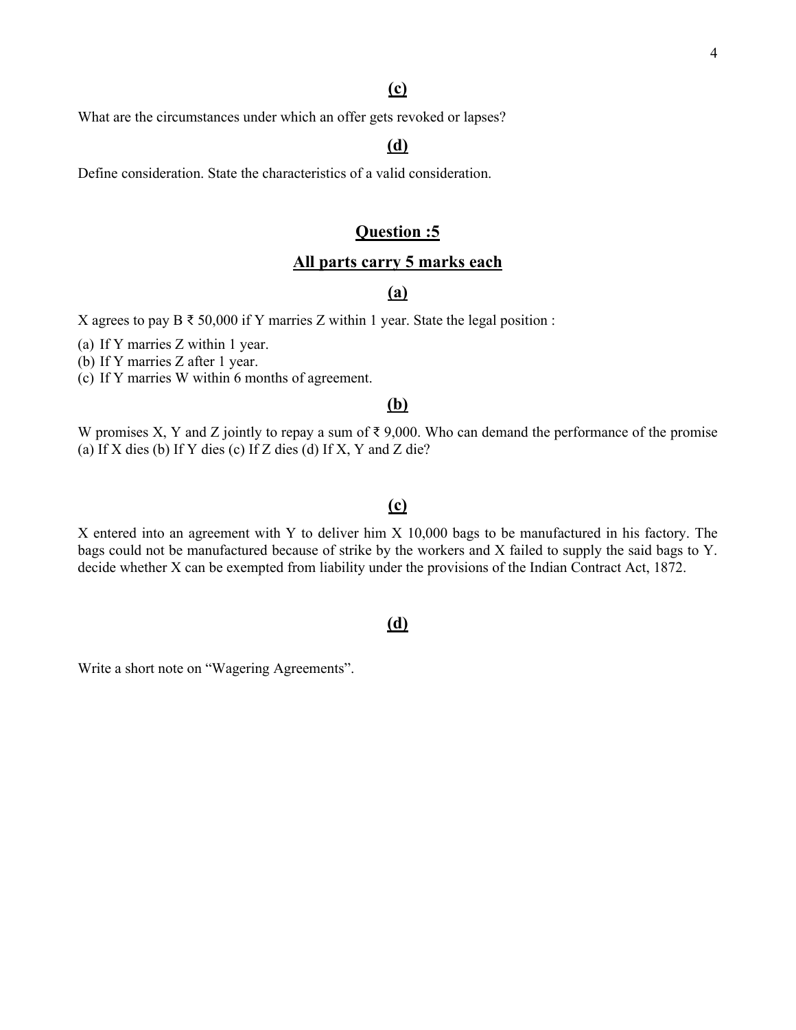**(c)**

What are the circumstances under which an offer gets revoked or lapses?

**(d)**

Define consideration. State the characteristics of a valid consideration.

## Question :5

### All parts carry 5 marks each

**(a)**

X agrees to pay B ₹ 50,000 if Y marries Z within 1 year. State the legal position :

(a) If Y marries Z within 1 year.
(b) If Y marries Z after 1 year.
(c) If Y marries W within 6 months of agreement.

**(b)**

W promises X, Y and Z jointly to repay a sum of ₹ 9,000. Who can demand the performance of the promise (a) If X dies (b) If Y dies (c) If Z dies (d) If X, Y and Z die?

**(c)**

X entered into an agreement with Y to deliver him X 10,000 bags to be manufactured in his factory. The bags could not be manufactured because of strike by the workers and X failed to supply the said bags to Y. decide whether X can be exempted from liability under the provisions of the Indian Contract Act, 1872.

**(d)**

Write a short note on "Wagering Agreements".